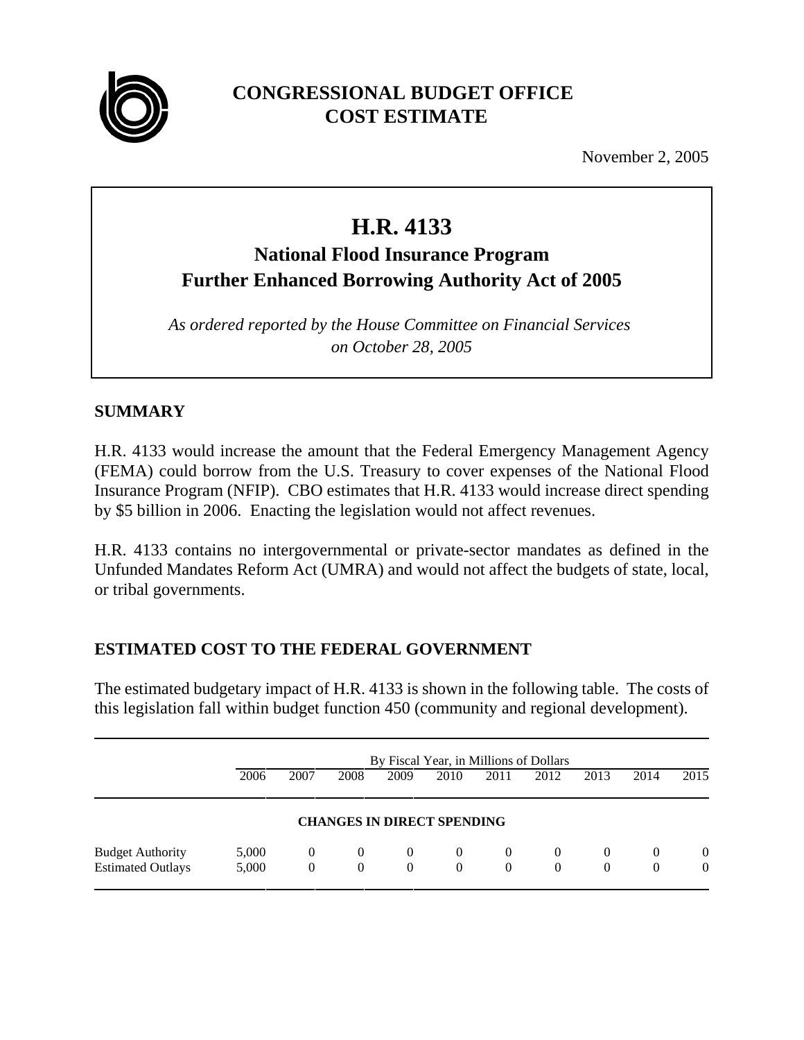# CONGRESSIONAL BUDGET OFFICE COST ESTIMATE

November 2, 2005

## H.R. 4133

### National Flood Insurance Program Further Enhanced Borrowing Authority Act of 2005

*As ordered reported by the House Committee on Financial Services on October 28, 2005*

## SUMMARY

H.R. 4133 would increase the amount that the Federal Emergency Management Agency (FEMA) could borrow from the U.S. Treasury to cover expenses of the National Flood Insurance Program (NFIP). CBO estimates that H.R. 4133 would increase direct spending by $5 billion in 2006. Enacting the legislation would not affect revenues.

H.R. 4133 contains no intergovernmental or private-sector mandates as defined in the Unfunded Mandates Reform Act (UMRA) and would not affect the budgets of state, local, or tribal governments.

## ESTIMATED COST TO THE FEDERAL GOVERNMENT

The estimated budgetary impact of H.R. 4133 is shown in the following table. The costs of this legislation fall within budget function 450 (community and regional development).

| | By Fiscal Year, in Millions of Dollars | | | | | | | | | |
|---|---|---|---|---|---|---|---|---|---|---|
| | 2006 | 2007 | 2008 | 2009 | 2010 | 2011 | 2012 | 2013 | 2014 | 2015 |
| **CHANGES IN DIRECT SPENDING** | | | | | | | | | | |
| Budget Authority | 5,000 | 0 | 0 | 0 | 0 | 0 | 0 | 0 | 0 | 0 |
| Estimated Outlays | 5,000 | 0 | 0 | 0 | 0 | 0 | 0 | 0 | 0 | 0 |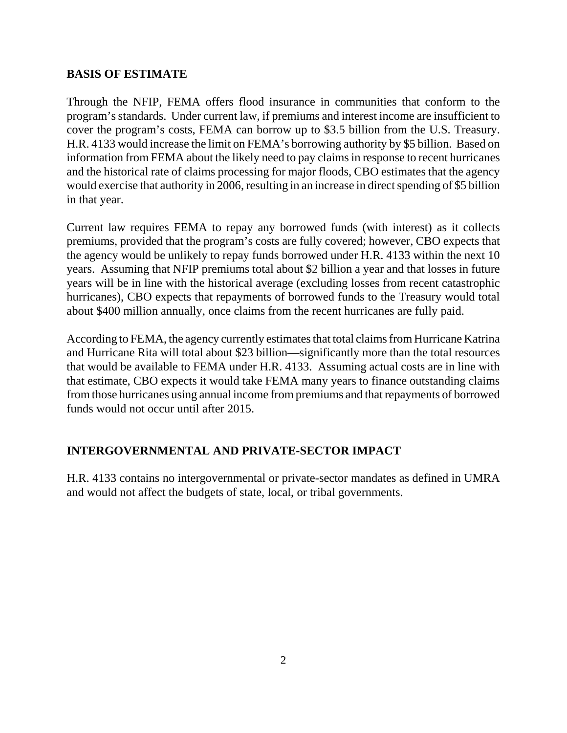## BASIS OF ESTIMATE

Through the NFIP, FEMA offers flood insurance in communities that conform to the program's standards. Under current law, if premiums and interest income are insufficient to cover the program's costs, FEMA can borrow up to $3.5 billion from the U.S. Treasury. H.R. 4133 would increase the limit on FEMA's borrowing authority by $5 billion. Based on information from FEMA about the likely need to pay claims in response to recent hurricanes and the historical rate of claims processing for major floods, CBO estimates that the agency would exercise that authority in 2006, resulting in an increase in direct spending of $5 billion in that year.

Current law requires FEMA to repay any borrowed funds (with interest) as it collects premiums, provided that the program's costs are fully covered; however, CBO expects that the agency would be unlikely to repay funds borrowed under H.R. 4133 within the next 10 years. Assuming that NFIP premiums total about $2 billion a year and that losses in future years will be in line with the historical average (excluding losses from recent catastrophic hurricanes), CBO expects that repayments of borrowed funds to the Treasury would total about $400 million annually, once claims from the recent hurricanes are fully paid.

According to FEMA, the agency currently estimates that total claims from Hurricane Katrina and Hurricane Rita will total about $23 billion—significantly more than the total resources that would be available to FEMA under H.R. 4133. Assuming actual costs are in line with that estimate, CBO expects it would take FEMA many years to finance outstanding claims from those hurricanes using annual income from premiums and that repayments of borrowed funds would not occur until after 2015.

## INTERGOVERNMENTAL AND PRIVATE-SECTOR IMPACT

H.R. 4133 contains no intergovernmental or private-sector mandates as defined in UMRA and would not affect the budgets of state, local, or tribal governments.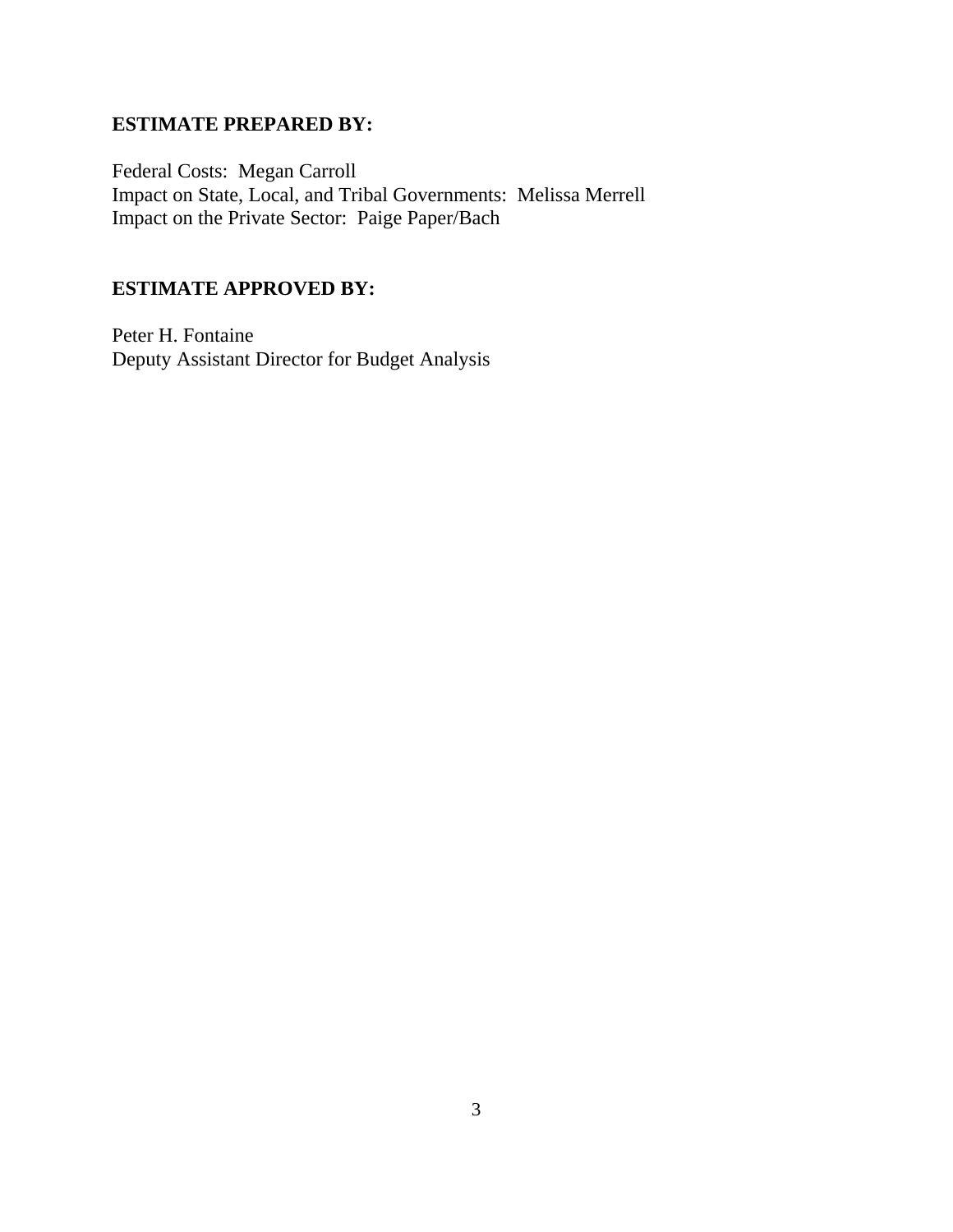**ESTIMATE PREPARED BY:**

Federal Costs: Megan Carroll
Impact on State, Local, and Tribal Governments: Melissa Merrell
Impact on the Private Sector: Paige Paper/Bach

**ESTIMATE APPROVED BY:**

Peter H. Fontaine
Deputy Assistant Director for Budget Analysis